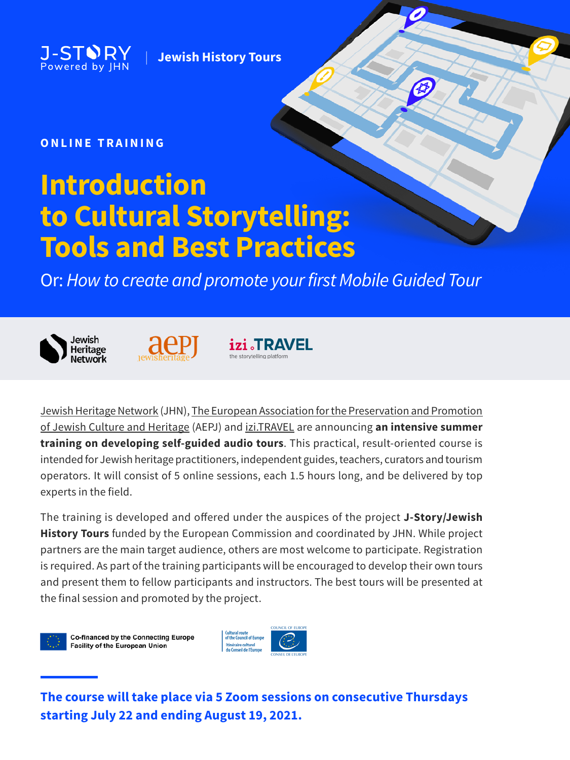J-STORY Powered by JHN | Jewish History Tours

ONLINE TRAINING

# Introduction to Cultural Storytelling: Tools and Best Practices

Or: *How to create and promote your first Mobile Guided Tour*

Jewish Heritage Network (JHN), The European Association for the Preservation and Promotion of Jewish Culture and Heritage (AEPJ) and izi.TRAVEL are announcing **an intensive summer training on developing self-guided audio tours**. This practical, result-oriented course is intended for Jewish heritage practitioners, independent guides, teachers, curators and tourism operators. It will consist of 5 online sessions, each 1.5 hours long, and be delivered by top experts in the field.

The training is developed and offered under the auspices of the project **J-Story/Jewish History Tours** funded by the European Commission and coordinated by JHN. While project partners are the main target audience, others are most welcome to participate. Registration is required. As part of the training participants will be encouraged to develop their own tours and present them to fellow participants and instructors. The best tours will be presented at the final session and promoted by the project.

Co-financed by the Connecting Europe Facility of the European Union

Cultural route of the Council of Europe
Itinéraire culturel du Conseil de l'Europe

**The course will take place via 5 Zoom sessions on consecutive Thursdays starting July 22 and ending August 19, 2021.**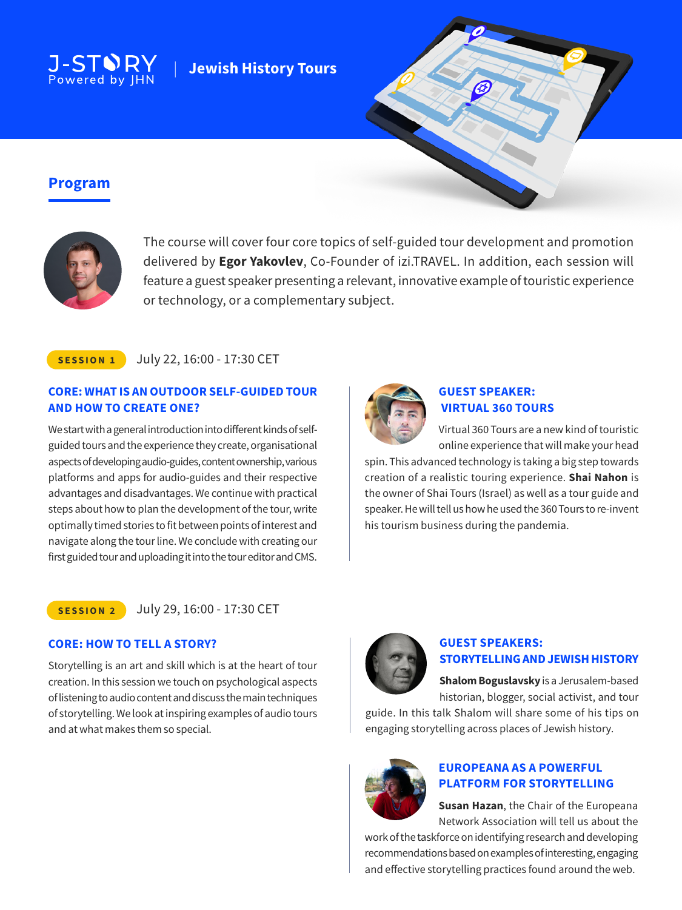J-STORY
Powered by JHN | **Jewish History Tours**

## Program

The course will cover four core topics of self-guided tour development and promotion delivered by **Egor Yakovlev**, Co-Founder of izi.TRAVEL. In addition, each session will feature a guest speaker presenting a relevant, innovative example of touristic experience or technology, or a complementary subject.

**SESSION 1** July 22, 16:00 - 17:30 CET

### CORE: WHAT IS AN OUTDOOR SELF-GUIDED TOUR AND HOW TO CREATE ONE?

We start with a general introduction into different kinds of self-guided tours and the experience they create, organisational aspects of developing audio-guides, content ownership, various platforms and apps for audio-guides and their respective advantages and disadvantages. We continue with practical steps about how to plan the development of the tour, write optimally timed stories to fit between points of interest and navigate along the tour line. We conclude with creating our first guided tour and uploading it into the tour editor and CMS.

### GUEST SPEAKER: VIRTUAL 360 TOURS

Virtual 360 Tours are a new kind of touristic online experience that will make your head spin. This advanced technology is taking a big step towards creation of a realistic touring experience. **Shai Nahon** is the owner of Shai Tours (Israel) as well as a tour guide and speaker. He will tell us how he used the 360 Tours to re-invent his tourism business during the pandemia.

**SESSION 2** July 29, 16:00 - 17:30 CET

### CORE: HOW TO TELL A STORY?

Storytelling is an art and skill which is at the heart of tour creation. In this session we touch on psychological aspects of listening to audio content and discuss the main techniques of storytelling. We look at inspiring examples of audio tours and at what makes them so special.

### GUEST SPEAKERS: STORYTELLING AND JEWISH HISTORY

**Shalom Boguslavsky** is a Jerusalem-based historian, blogger, social activist, and tour guide. In this talk Shalom will share some of his tips on engaging storytelling across places of Jewish history.

### EUROPEANA AS A POWERFUL PLATFORM FOR STORYTELLING

**Susan Hazan**, the Chair of the Europeana Network Association will tell us about the work of the taskforce on identifying research and developing recommendations based on examples of interesting, engaging and effective storytelling practices found around the web.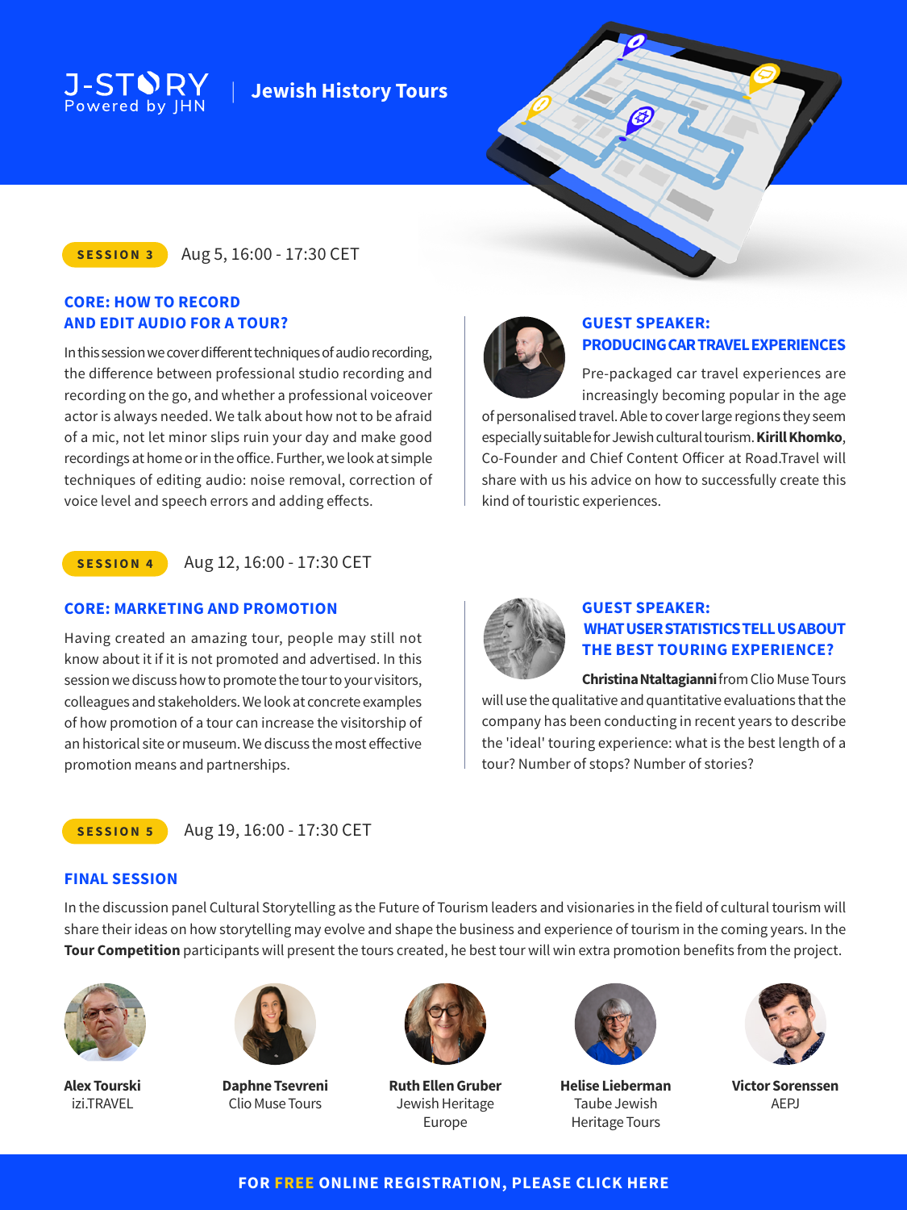J-STORY
Powered by JHN | Jewish History Tours

SESSION 3 Aug 5, 16:00 - 17:30 CET

## CORE: HOW TO RECORD AND EDIT AUDIO FOR A TOUR?

In this session we cover different techniques of audio recording, the difference between professional studio recording and recording on the go, and whether a professional voiceover actor is always needed. We talk about how not to be afraid of a mic, not let minor slips ruin your day and make good recordings at home or in the office. Further, we look at simple techniques of editing audio: noise removal, correction of voice level and speech errors and adding effects.

## GUEST SPEAKER: PRODUCING CAR TRAVEL EXPERIENCES

Pre-packaged car travel experiences are increasingly becoming popular in the age of personalised travel. Able to cover large regions they seem especially suitable for Jewish cultural tourism. **Kirill Khomko**, Co-Founder and Chief Content Officer at Road.Travel will share with us his advice on how to successfully create this kind of touristic experiences.

SESSION 4 Aug 12, 16:00 - 17:30 CET

## CORE: MARKETING AND PROMOTION

Having created an amazing tour, people may still not know about it if it is not promoted and advertised. In this session we discuss how to promote the tour to your visitors, colleagues and stakeholders. We look at concrete examples of how promotion of a tour can increase the visitorship of an historical site or museum. We discuss the most effective promotion means and partnerships.

## GUEST SPEAKER: WHAT USER STATISTICS TELL US ABOUT THE BEST TOURING EXPERIENCE?

**Christina Ntaltagianni** from Clio Muse Tours will use the qualitative and quantitative evaluations that the company has been conducting in recent years to describe the 'ideal' touring experience: what is the best length of a tour? Number of stops? Number of stories?

SESSION 5 Aug 19, 16:00 - 17:30 CET

## FINAL SESSION

In the discussion panel Cultural Storytelling as the Future of Tourism leaders and visionaries in the field of cultural tourism will share their ideas on how storytelling may evolve and shape the business and experience of tourism in the coming years. In the **Tour Competition** participants will present the tours created, he best tour will win extra promotion benefits from the project.

**Alex Tourski**
izi.TRAVEL

**Daphne Tsevreni**
Clio Muse Tours

**Ruth Ellen Gruber**
Jewish Heritage Europe

**Helise Lieberman**
Taube Jewish Heritage Tours

**Victor Sorenssen**
AEPJ

**FOR FREE ONLINE REGISTRATION, PLEASE CLICK HERE**